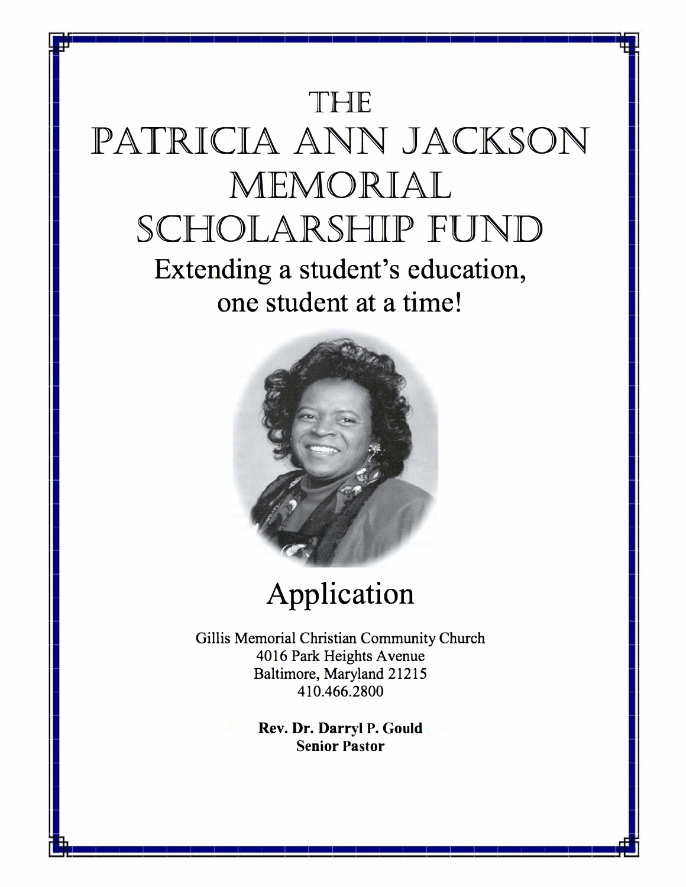# The Patricia Ann Jackson Memorial Scholarship Fund

Extending a student's education, one student at a time!

## Application

Gillis Memorial Christian Community Church
4016 Park Heights Avenue
Baltimore, Maryland 21215
410.466.2800

**Rev. Dr. Darryl P. Gould**
**Senior Pastor**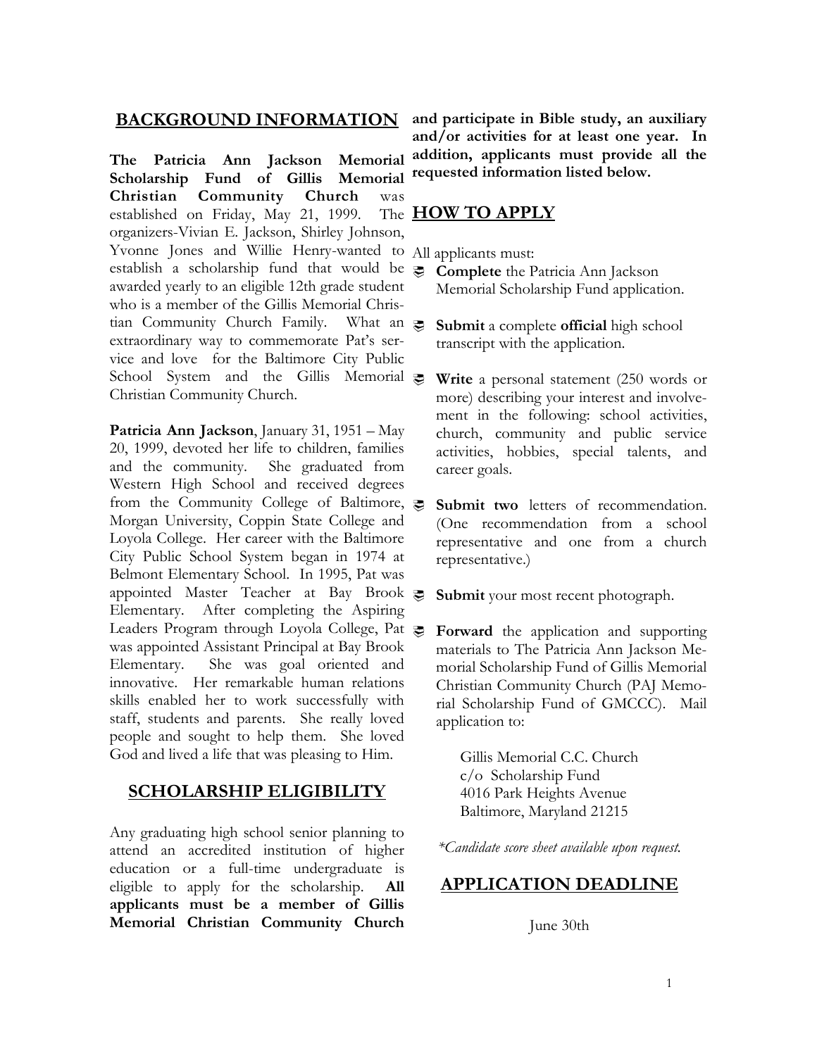## BACKGROUND INFORMATION

**The Patricia Ann Jackson Memorial Scholarship Fund of Gillis Memorial Christian Community Church** was established on Friday, May 21, 1999. The organizers-Vivian E. Jackson, Shirley Johnson, Yvonne Jones and Willie Henry-wanted to establish a scholarship fund that would be awarded yearly to an eligible 12th grade student who is a member of the Gillis Memorial Christian Community Church Family. What an extraordinary way to commemorate Pat's service and love for the Baltimore City Public School System and the Gillis Memorial Christian Community Church.

**Patricia Ann Jackson**, January 31, 1951 – May 20, 1999, devoted her life to children, families and the community. She graduated from Western High School and received degrees from the Community College of Baltimore, Morgan University, Coppin State College and Loyola College. Her career with the Baltimore City Public School System began in 1974 at Belmont Elementary School. In 1995, Pat was appointed Master Teacher at Bay Brook Elementary. After completing the Aspiring Leaders Program through Loyola College, Pat was appointed Assistant Principal at Bay Brook Elementary. She was goal oriented and innovative. Her remarkable human relations skills enabled her to work successfully with staff, students and parents. She really loved people and sought to help them. She loved God and lived a life that was pleasing to Him.

## SCHOLARSHIP ELIGIBILITY

Any graduating high school senior planning to attend an accredited institution of higher education or a full-time undergraduate is eligible to apply for the scholarship. **All applicants must be a member of Gillis Memorial Christian Community Church and participate in Bible study, an auxiliary and/or activities for at least one year. In addition, applicants must provide all the requested information listed below.**

## HOW TO APPLY

All applicants must:

- **Complete** the Patricia Ann Jackson Memorial Scholarship Fund application.
- **Submit** a complete **official** high school transcript with the application.
- **Write** a personal statement (250 words or more) describing your interest and involvement in the following: school activities, church, community and public service activities, hobbies, special talents, and career goals.
- **Submit two** letters of recommendation. (One recommendation from a school representative and one from a church representative.)
- **Submit** your most recent photograph.
- **Forward** the application and supporting materials to The Patricia Ann Jackson Memorial Scholarship Fund of Gillis Memorial Christian Community Church (PAJ Memorial Scholarship Fund of GMCCC). Mail application to:

  Gillis Memorial C.C. Church  
  c/o Scholarship Fund  
  4016 Park Heights Avenue  
  Baltimore, Maryland 21215

*\*Candidate score sheet available upon request.*

## APPLICATION DEADLINE

June 30th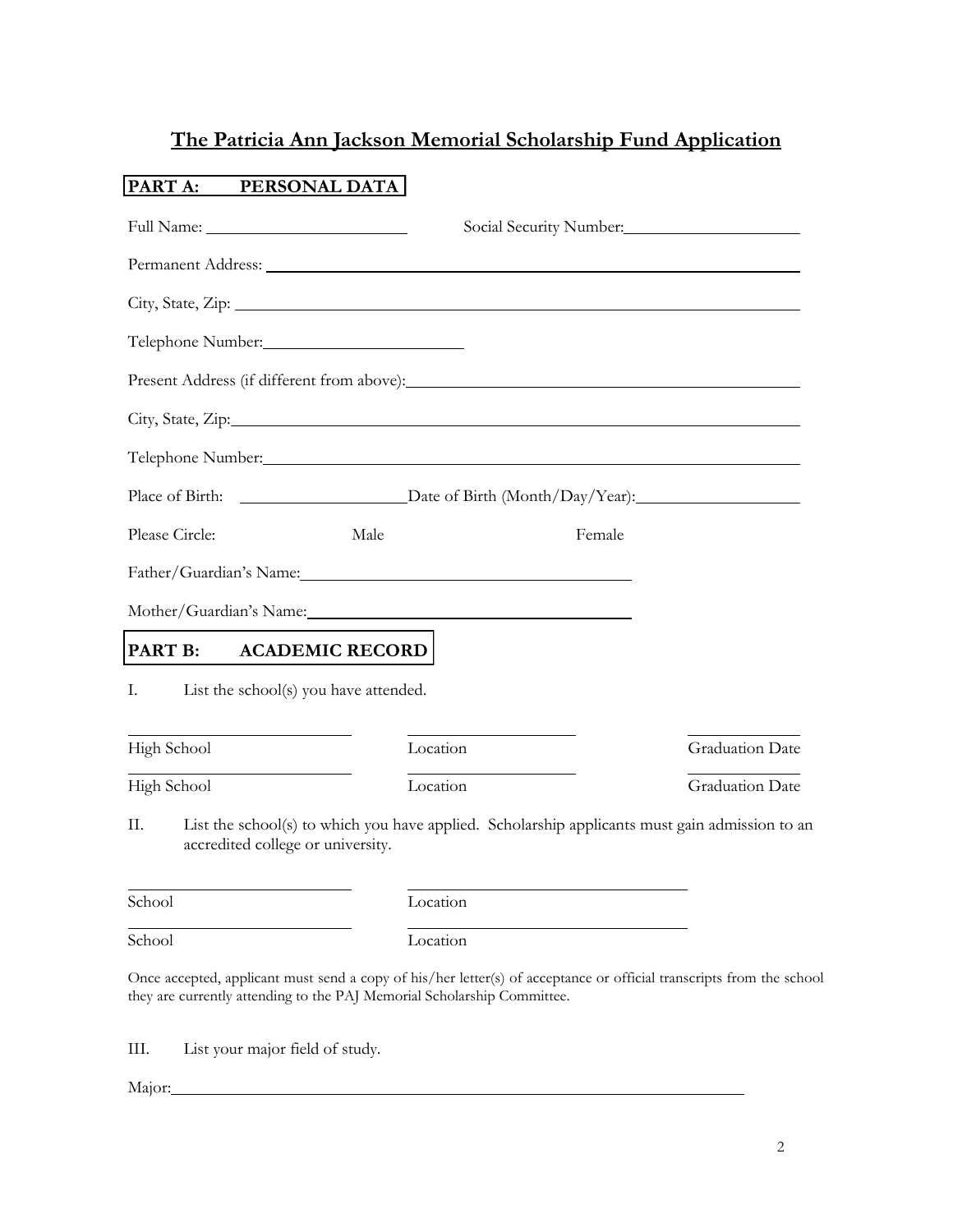# The Patricia Ann Jackson Memorial Scholarship Fund Application

## PART A: PERSONAL DATA

Full Name: ______________________ Social Security Number: ______________________

Permanent Address: ______________________________________________

City, State, Zip: ______________________________________________

Telephone Number: ______________________

Present Address (if different from above): ______________________________

City, State, Zip: ______________________________________________

Telephone Number: ______________________________________________

Place of Birth: ____________________ Date of Birth (Month/Day/Year): ____________________

Please Circle: Male Female

Father/Guardian's Name: ______________________________

Mother/Guardian's Name: ______________________________

## PART B: ACADEMIC RECORD

I. List the school(s) you have attended.

| | | |
|---|---|---|
| ______________________ | ____________________ | ____________ |
| High School | Location | Graduation Date |
| ______________________ | ____________________ | ____________ |
| High School | Location | Graduation Date |

II. List the school(s) to which you have applied. Scholarship applicants must gain admission to an accredited college or university.

| | |
|---|---|
| ______________________ | ______________________________ |
| School | Location |
| ______________________ | ______________________________ |
| School | Location |

Once accepted, applicant must send a copy of his/her letter(s) of acceptance or official transcripts from the school they are currently attending to the PAJ Memorial Scholarship Committee.

III. List your major field of study.

Major: ______________________________________________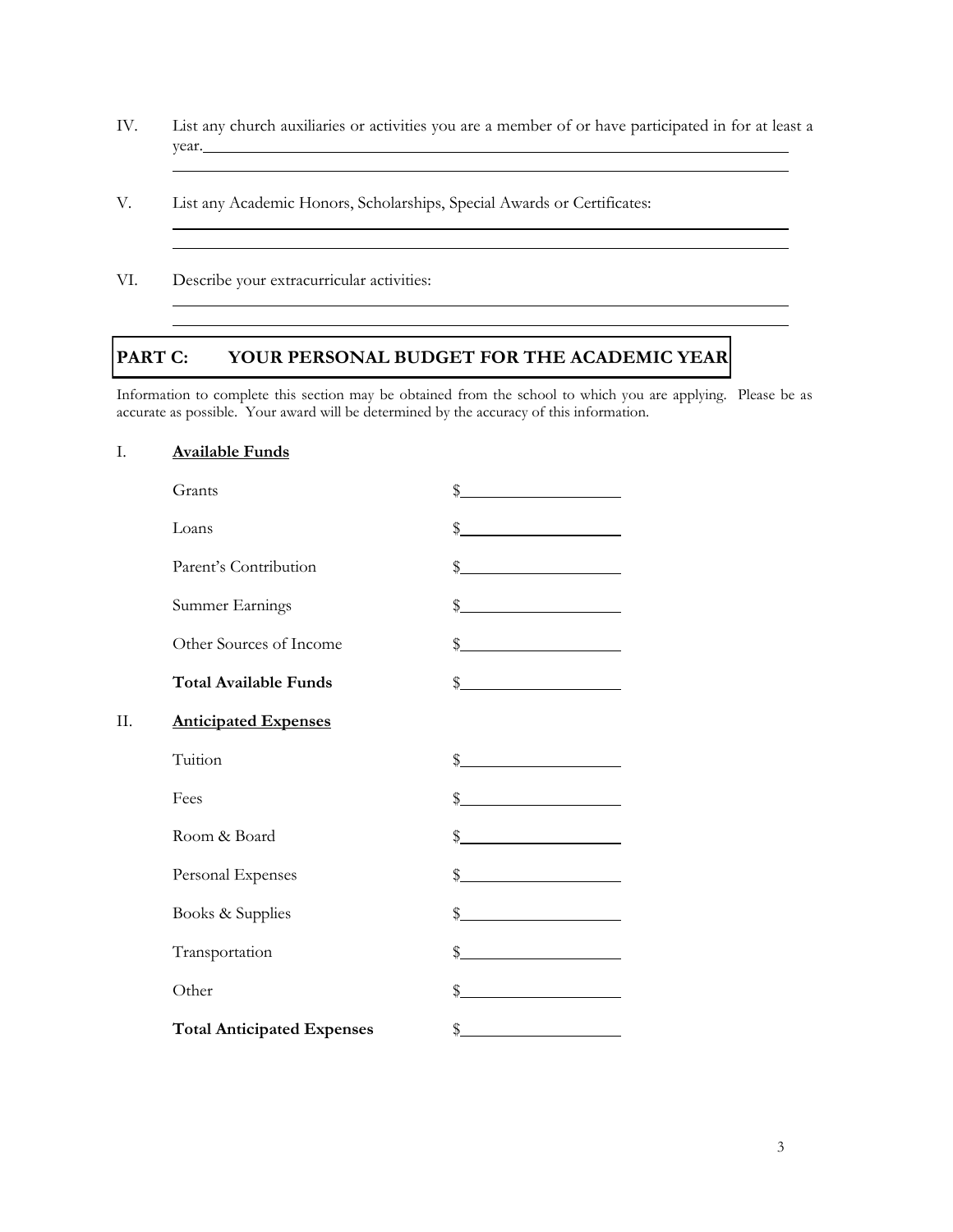IV. List any church auxiliaries or activities you are a member of or have participated in for at least a year.________________________________________________________________________

______________________________________________________________________________

V. List any Academic Honors, Scholarships, Special Awards or Certificates:

______________________________________________________________________________

______________________________________________________________________________

VI. Describe your extracurricular activities:

______________________________________________________________________________

______________________________________________________________________________

## PART C: YOUR PERSONAL BUDGET FOR THE ACADEMIC YEAR

Information to complete this section may be obtained from the school to which you are applying. Please be as accurate as possible. Your award will be determined by the accuracy of this information.

I. **Available Funds**

| | |
|---|---|
| Grants | $____________________ |
| Loans | $____________________ |
| Parent's Contribution | $____________________ |
| Summer Earnings | $____________________ |
| Other Sources of Income | $____________________ |
| **Total Available Funds** | $____________________ |

II. **Anticipated Expenses**

| | |
|---|---|
| Tuition | $____________________ |
| Fees | $____________________ |
| Room & Board | $____________________ |
| Personal Expenses | $____________________ |
| Books & Supplies | $____________________ |
| Transportation | $____________________ |
| Other | $____________________ |
| **Total Anticipated Expenses** | $____________________ |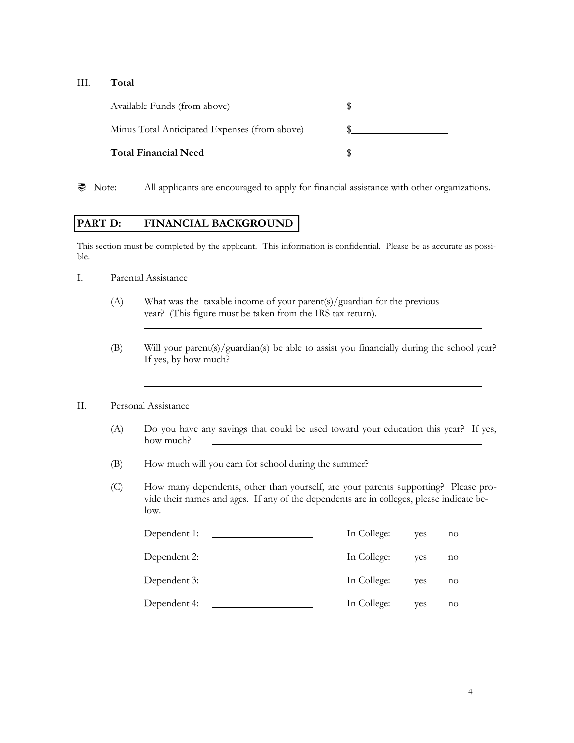III. **Total**

Available Funds (from above) $\_\_\_\_\_\_\_\_\_\_\_\_\_\_\_\_\_\_\_\_

Minus Total Anticipated Expenses (from above) $\_\_\_\_\_\_\_\_\_\_\_\_\_\_\_\_\_\_\_\_

**Total Financial Need** $\_\_\_\_\_\_\_\_\_\_\_\_\_\_\_\_\_\_\_\_

Note: All applicants are encouraged to apply for financial assistance with other organizations.

## PART D: FINANCIAL BACKGROUND

This section must be completed by the applicant. This information is confidential. Please be as accurate as possible.

I. Parental Assistance

(A) What was the taxable income of your parent(s)/guardian for the previous year? (This figure must be taken from the IRS tax return).

\_\_\_\_\_\_\_\_\_\_\_\_\_\_\_\_\_\_\_\_\_\_\_\_\_\_\_\_\_\_\_\_\_\_\_\_\_\_\_\_\_\_\_\_\_\_\_\_\_\_\_\_\_\_\_\_\_\_\_\_

(B) Will your parent(s)/guardian(s) be able to assist you financially during the school year? If yes, by how much?

\_\_\_\_\_\_\_\_\_\_\_\_\_\_\_\_\_\_\_\_\_\_\_\_\_\_\_\_\_\_\_\_\_\_\_\_\_\_\_\_\_\_\_\_\_\_\_\_\_\_\_\_\_\_\_\_\_\_\_\_

\_\_\_\_\_\_\_\_\_\_\_\_\_\_\_\_\_\_\_\_\_\_\_\_\_\_\_\_\_\_\_\_\_\_\_\_\_\_\_\_\_\_\_\_\_\_\_\_\_\_\_\_\_\_\_\_\_\_\_\_

II. Personal Assistance

(A) Do you have any savings that could be used toward your education this year? If yes, how much? \_\_\_\_\_\_\_\_\_\_\_\_\_\_\_\_\_\_\_\_\_\_\_\_\_\_\_\_\_\_\_\_\_\_\_\_\_\_\_\_

(B) How much will you earn for school during the summer?\_\_\_\_\_\_\_\_\_\_\_\_\_\_\_\_\_\_\_\_

(C) How many dependents, other than yourself, are your parents supporting? Please provide their names and ages. If any of the dependents are in colleges, please indicate below.

| | | | | |
|---|---|---|---|---|
| Dependent 1: | \_\_\_\_\_\_\_\_\_\_\_\_\_\_\_\_\_\_ | In College: | yes | no |
| Dependent 2: | \_\_\_\_\_\_\_\_\_\_\_\_\_\_\_\_\_\_ | In College: | yes | no |
| Dependent 3: | \_\_\_\_\_\_\_\_\_\_\_\_\_\_\_\_\_\_ | In College: | yes | no |
| Dependent 4: | \_\_\_\_\_\_\_\_\_\_\_\_\_\_\_\_\_\_ | In College: | yes | no |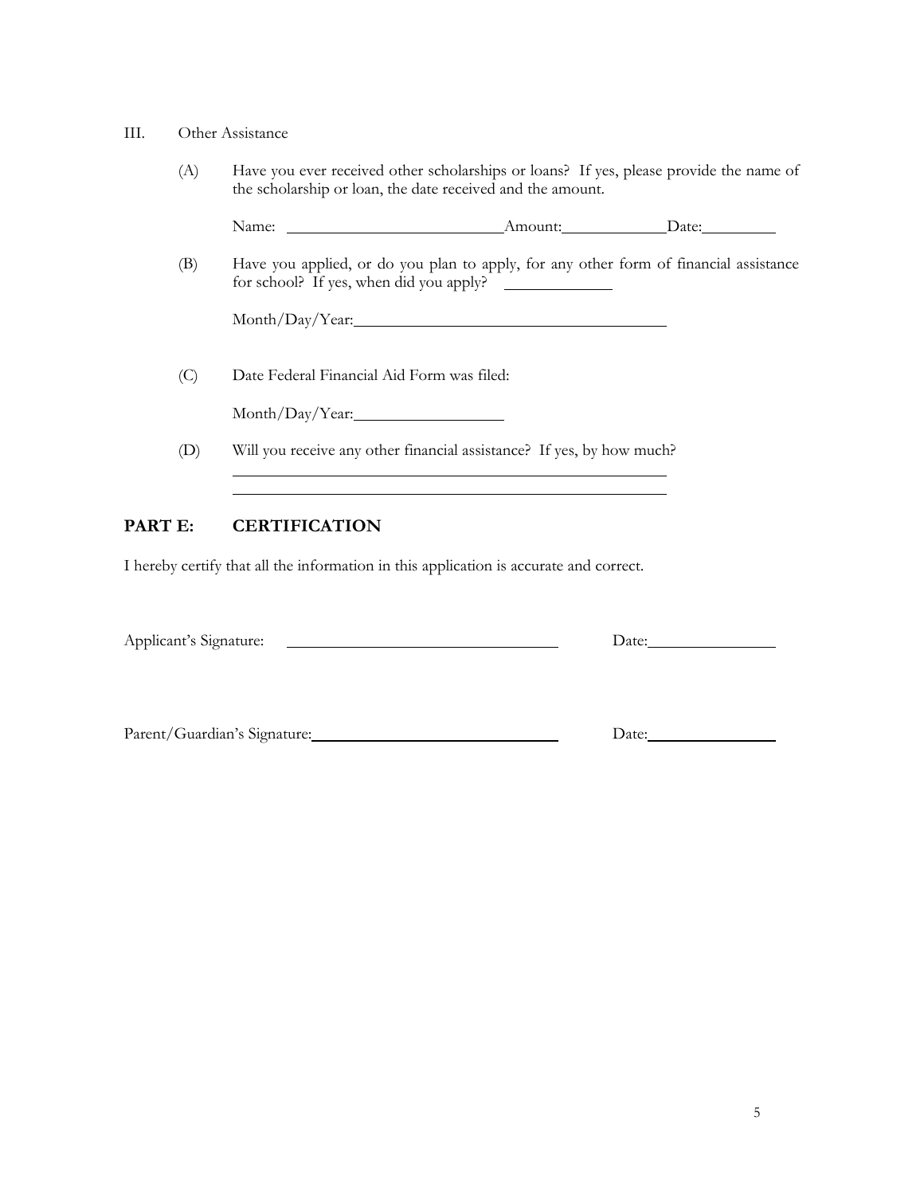III. Other Assistance

(A) Have you ever received other scholarships or loans? If yes, please provide the name of the scholarship or loan, the date received and the amount.

Name: ______________________ Amount: __________ Date: ________

(B) Have you applied, or do you plan to apply, for any other form of financial assistance for school? If yes, when did you apply? __________

Month/Day/Year: ______________________________

(C) Date Federal Financial Aid Form was filed:

Month/Day/Year: ______________

(D) Will you receive any other financial assistance? If yes, by how much?

______________________________________________

______________________________________________

## PART E: CERTIFICATION

I hereby certify that all the information in this application is accurate and correct.

Applicant's Signature: ____________________________ Date: ____________

Parent/Guardian's Signature: ____________________________ Date: ____________